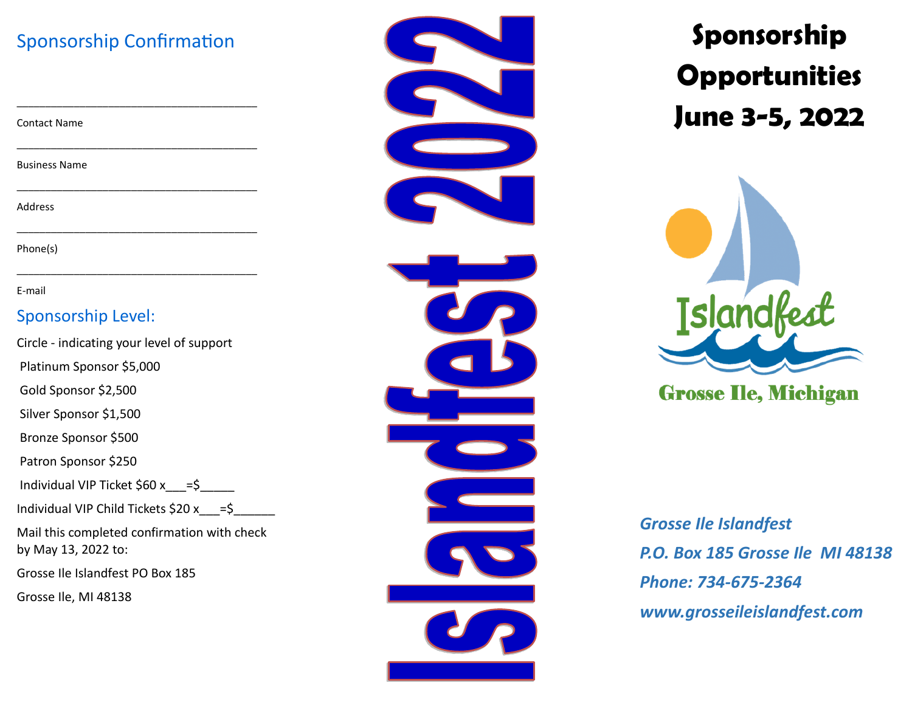## Sponsorship Confirmation

\_\_\_\_\_\_\_\_\_\_\_\_\_\_\_\_\_\_\_\_\_\_\_\_\_\_\_\_\_\_\_\_\_\_\_\_\_\_

Contact Name

\_\_\_\_\_\_\_\_\_\_\_\_\_\_\_\_\_\_\_\_\_\_\_\_\_\_\_\_\_\_\_\_\_\_\_\_\_\_

Business Name

\_\_\_\_\_\_\_\_\_\_\_\_\_\_\_\_\_\_\_\_\_\_\_\_\_\_\_\_\_\_\_\_\_\_\_\_\_\_

Address

\_\_\_\_\_\_\_\_\_\_\_\_\_\_\_\_\_\_\_\_\_\_\_\_\_\_\_\_\_\_\_\_\_\_\_\_\_\_

Phone(s)

\_\_\_\_\_\_\_\_\_\_\_\_\_\_\_\_\_\_\_\_\_\_\_\_\_\_\_\_\_\_\_\_\_\_\_\_\_\_

E-mail

## Sponsorship Level:

Circle - indicating your level of support

Platinum Sponsor $5,000

Gold Sponsor $2,500

Silver Sponsor $1,500

Bronze Sponsor $500

Patron Sponsor $250

Individual VIP Ticket $60 x\_\_\_=$\_\_\_\_\_

Individual VIP Child Tickets $20 x\_\_\_=$\_\_\_\_\_\_

Mail this completed confirmation with check by May 13, 2022 to:

Grosse Ile Islandfest PO Box 185

Grosse Ile, MI 48138

# Islandfest 2022

# Sponsorship Opportunities June 3-5, 2022

Islandfest

Grosse Ile, Michigan

*Grosse Ile Islandfest*

*P.O. Box 185 Grosse Ile MI 48138*

*Phone: 734-675-2364*

*www.grosseileislandfest.com*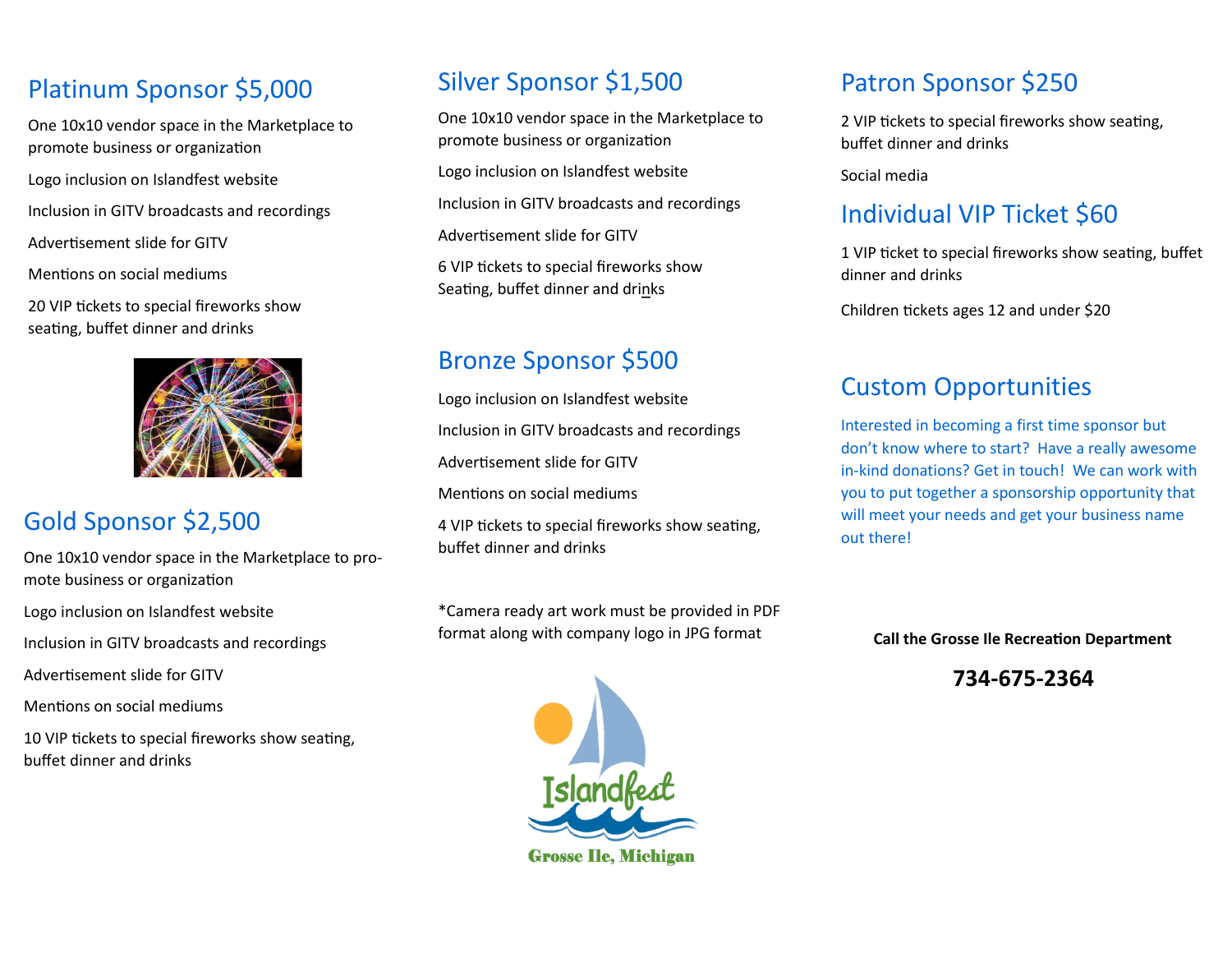## Platinum Sponsor $5,000

One 10x10 vendor space in the Marketplace to promote business or organization

Logo inclusion on Islandfest website

Inclusion in GITV broadcasts and recordings

Advertisement slide for GITV

Mentions on social mediums

20 VIP tickets to special fireworks show seating, buffet dinner and drinks

## Gold Sponsor $2,500

One 10x10 vendor space in the Marketplace to promote business or organization

Logo inclusion on Islandfest website

Inclusion in GITV broadcasts and recordings

Advertisement slide for GITV

Mentions on social mediums

10 VIP tickets to special fireworks show seating, buffet dinner and drinks

## Silver Sponsor $1,500

One 10x10 vendor space in the Marketplace to promote business or organization

Logo inclusion on Islandfest website

Inclusion in GITV broadcasts and recordings

Advertisement slide for GITV

6 VIP tickets to special fireworks show Seating, buffet dinner and drinks

## Bronze Sponsor $500

Logo inclusion on Islandfest website

Inclusion in GITV broadcasts and recordings

Advertisement slide for GITV

Mentions on social mediums

4 VIP tickets to special fireworks show seating, buffet dinner and drinks

*Camera ready art work must be provided in PDF format along with company logo in JPG format

Islandfest

Grosse Ile, Michigan

## Patron Sponsor $250

2 VIP tickets to special fireworks show seating, buffet dinner and drinks

Social media

## Individual VIP Ticket $60

1 VIP ticket to special fireworks show seating, buffet dinner and drinks

Children tickets ages 12 and under $20

## Custom Opportunities

Interested in becoming a first time sponsor but don't know where to start? Have a really awesome in-kind donations? Get in touch! We can work with you to put together a sponsorship opportunity that will meet your needs and get your business name out there!

**Call the Grosse Ile Recreation Department**

**734-675-2364**